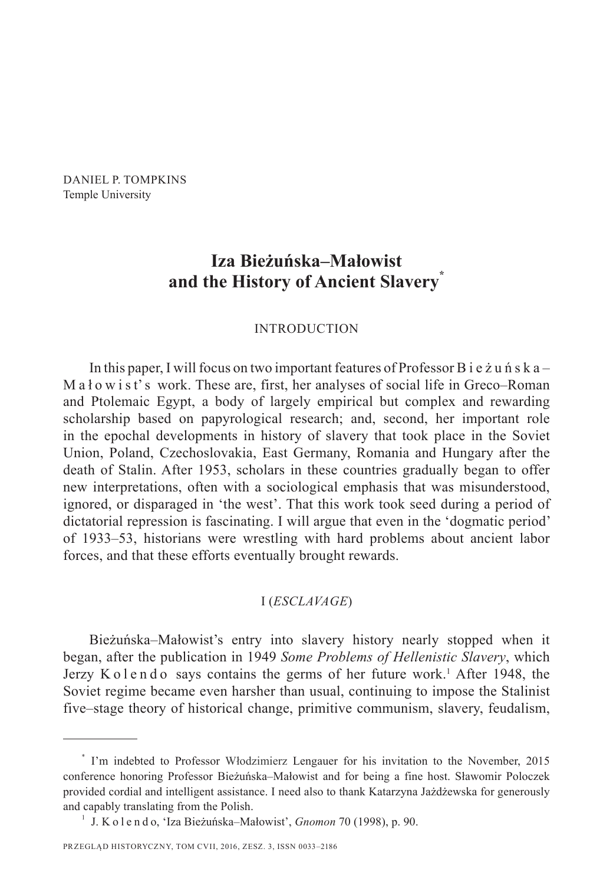DANIEL P. TOMPKINS
Temple University

# Iza Bieżuńska–Małowist and the History of Ancient Slavery*

## INTRODUCTION

In this paper, I will focus on two important features of Professor Bieżuńska–Małowist's work. These are, first, her analyses of social life in Greco–Roman and Ptolemaic Egypt, a body of largely empirical but complex and rewarding scholarship based on papyrological research; and, second, her important role in the epochal developments in history of slavery that took place in the Soviet Union, Poland, Czechoslovakia, East Germany, Romania and Hungary after the death of Stalin. After 1953, scholars in these countries gradually began to offer new interpretations, often with a sociological emphasis that was misunderstood, ignored, or disparaged in 'the west'. That this work took seed during a period of dictatorial repression is fascinating. I will argue that even in the 'dogmatic period' of 1933–53, historians were wrestling with hard problems about ancient labor forces, and that these efforts eventually brought rewards.

## I (*ESCLAVAGE*)

Bieżuńska–Małowist's entry into slavery history nearly stopped when it began, after the publication in 1949 *Some Problems of Hellenistic Slavery*, which Jerzy Kolendo says contains the germs of her future work.[1] After 1948, the Soviet regime became even harsher than usual, continuing to impose the Stalinist five–stage theory of historical change, primitive communism, slavery, feudalism,

---

\* I'm indebted to Professor Włodzimierz Lengauer for his invitation to the November, 2015 conference honoring Professor Bieżuńska–Małowist and for being a fine host. Sławomir Poloczek provided cordial and intelligent assistance. I need also to thank Katarzyna Jażdżewska for generously and capably translating from the Polish.

[1] J. Kolendo, 'Iza Bieżuńska–Małowist', *Gnomon* 70 (1998), p. 90.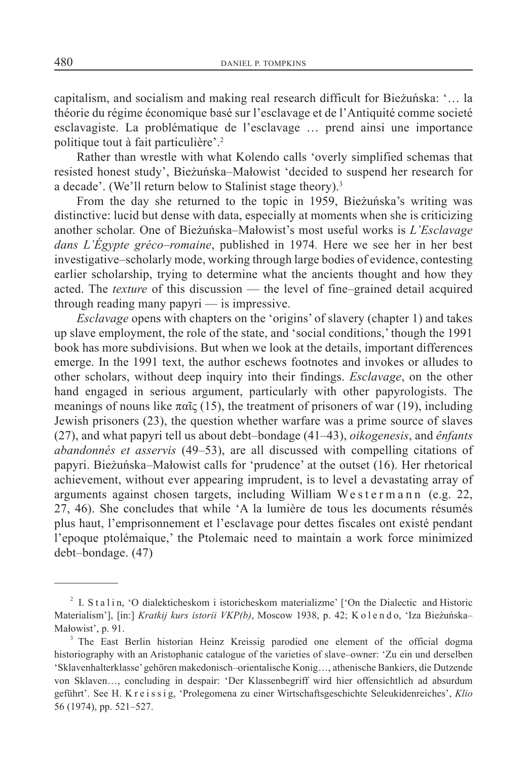capitalism, and socialism and making real research difficult for Bieżuńska: '… la théorie du régime économique basé sur l'esclavage et de l'Antiquité comme societé esclavagiste. La problématique de l'esclavage … prend ainsi une importance politique tout à fait particulière'.[2]

Rather than wrestle with what Kolendo calls 'overly simplified schemas that resisted honest study', Bieżuńska–Małowist 'decided to suspend her research for a decade'. (We'll return below to Stalinist stage theory).[3]

From the day she returned to the topic in 1959, Bieżuńska's writing was distinctive: lucid but dense with data, especially at moments when she is criticizing another scholar. One of Bieżuńska–Małowist's most useful works is *L'Esclavage dans L'Égypte gréco–romaine*, published in 1974. Here we see her in her best investigative–scholarly mode, working through large bodies of evidence, contesting earlier scholarship, trying to determine what the ancients thought and how they acted. The *texture* of this discussion — the level of fine–grained detail acquired through reading many papyri — is impressive.

*Esclavage* opens with chapters on the 'origins' of slavery (chapter 1) and takes up slave employment, the role of the state, and 'social conditions,' though the 1991 book has more subdivisions. But when we look at the details, important differences emerge. In the 1991 text, the author eschews footnotes and invokes or alludes to other scholars, without deep inquiry into their findings. *Esclavage*, on the other hand engaged in serious argument, particularly with other papyrologists. The meanings of nouns like παῖς (15), the treatment of prisoners of war (19), including Jewish prisoners (23), the question whether warfare was a prime source of slaves (27), and what papyri tell us about debt–bondage (41–43), *oikogenesis*, and *ênfants abandonnés et asservis* (49–53), are all discussed with compelling citations of papyri. Bieżuńska–Małowist calls for 'prudence' at the outset (16). Her rhetorical achievement, without ever appearing imprudent, is to level a devastating array of arguments against chosen targets, including William Westermann (e.g. 22, 27, 46). She concludes that while 'A la lumière de tous les documents résumés plus haut, l'emprisonnement et l'esclavage pour dettes fiscales ont existé pendant l'epoque ptolémaique,' the Ptolemaic need to maintain a work force minimized debt–bondage. (47)

---

[2] I. Stalin, 'O dialekticheskom i istoricheskom materializme' ['On the Dialectic and Historic Materialism'], [in:] *Kratkij kurs istorii VKP(b)*, Moscow 1938, p. 42; Kolendo, 'Iza Bieżuńska–Małowist', p. 91.

[3] The East Berlin historian Heinz Kreissig parodied one element of the official dogma historiography with an Aristophanic catalogue of the varieties of slave–owner: 'Zu ein und derselben 'Sklavenhalterklasse' gehören makedonisch–orientalische Konig…, athenische Bankiers, die Dutzende von Sklaven…, concluding in despair: 'Der Klassenbegriff wird hier offensichtlich ad absurdum geführt'. See H. Kreissig, 'Prolegomena zu einer Wirtschaftsgeschichte Seleukidenreiches', *Klio* 56 (1974), pp. 521–527.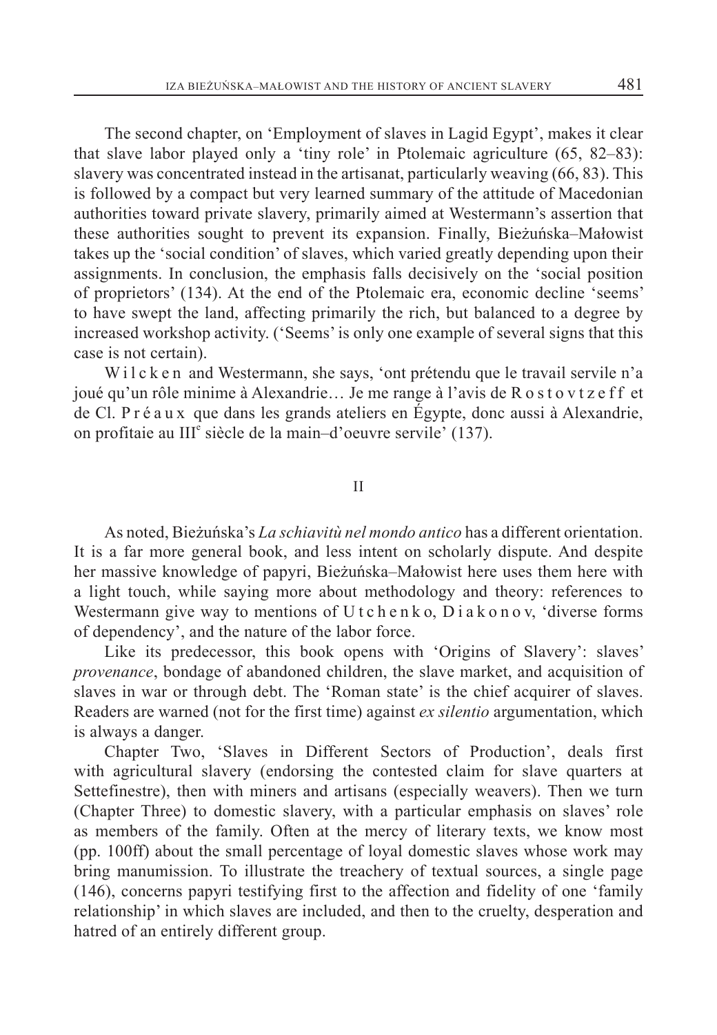The second chapter, on 'Employment of slaves in Lagid Egypt', makes it clear that slave labor played only a 'tiny role' in Ptolemaic agriculture (65, 82–83): slavery was concentrated instead in the artisanat, particularly weaving (66, 83). This is followed by a compact but very learned summary of the attitude of Macedonian authorities toward private slavery, primarily aimed at Westermann's assertion that these authorities sought to prevent its expansion. Finally, Bieżuńska–Małowist takes up the 'social condition' of slaves, which varied greatly depending upon their assignments. In conclusion, the emphasis falls decisively on the 'social position of proprietors' (134). At the end of the Ptolemaic era, economic decline 'seems' to have swept the land, affecting primarily the rich, but balanced to a degree by increased workshop activity. ('Seems' is only one example of several signs that this case is not certain).

Wilcken and Westermann, she says, 'ont prétendu que le travail servile n'a joué qu'un rôle minime à Alexandrie… Je me range à l'avis de Rostovtzeff et de Cl. Préaux que dans les grands ateliers en Égypte, donc aussi à Alexandrie, on profitaie au III[e] siècle de la main–d'oeuvre servile' (137).

## II

As noted, Bieżuńska's *La schiavitù nel mondo antico* has a different orientation. It is a far more general book, and less intent on scholarly dispute. And despite her massive knowledge of papyri, Bieżuńska–Małowist here uses them here with a light touch, while saying more about methodology and theory: references to Westermann give way to mentions of Utchenko, Diakonov, 'diverse forms of dependency', and the nature of the labor force.

Like its predecessor, this book opens with 'Origins of Slavery': slaves' *provenance*, bondage of abandoned children, the slave market, and acquisition of slaves in war or through debt. The 'Roman state' is the chief acquirer of slaves. Readers are warned (not for the first time) against *ex silentio* argumentation, which is always a danger.

Chapter Two, 'Slaves in Different Sectors of Production', deals first with agricultural slavery (endorsing the contested claim for slave quarters at Settefinestre), then with miners and artisans (especially weavers). Then we turn (Chapter Three) to domestic slavery, with a particular emphasis on slaves' role as members of the family. Often at the mercy of literary texts, we know most (pp. 100ff) about the small percentage of loyal domestic slaves whose work may bring manumission. To illustrate the treachery of textual sources, a single page (146), concerns papyri testifying first to the affection and fidelity of one 'family relationship' in which slaves are included, and then to the cruelty, desperation and hatred of an entirely different group.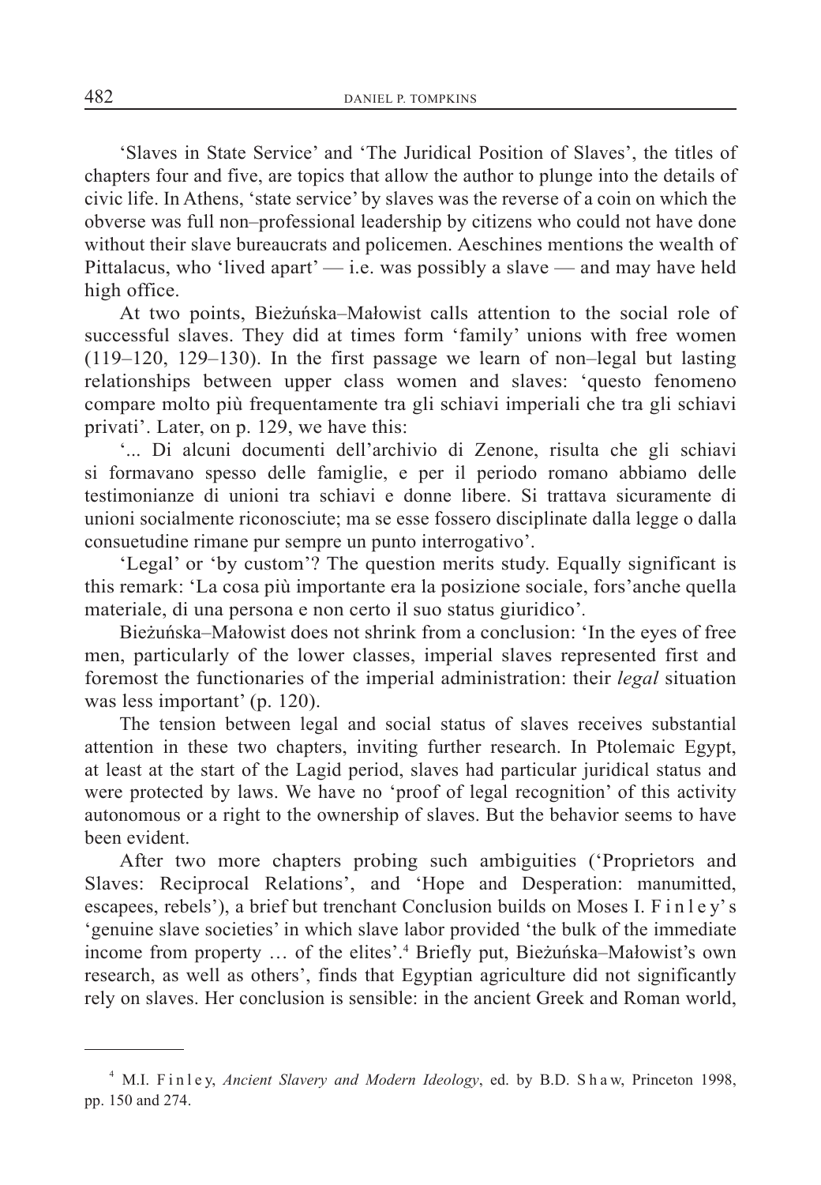'Slaves in State Service' and 'The Juridical Position of Slaves', the titles of chapters four and five, are topics that allow the author to plunge into the details of civic life. In Athens, 'state service' by slaves was the reverse of a coin on which the obverse was full non–professional leadership by citizens who could not have done without their slave bureaucrats and policemen. Aeschines mentions the wealth of Pittalacus, who 'lived apart' — i.e. was possibly a slave — and may have held high office.

At two points, Bieżuńska–Małowist calls attention to the social role of successful slaves. They did at times form 'family' unions with free women (119–120, 129–130). In the first passage we learn of non–legal but lasting relationships between upper class women and slaves: 'questo fenomeno compare molto più frequentamente tra gli schiavi imperiali che tra gli schiavi privati'. Later, on p. 129, we have this:

'... Di alcuni documenti dell'archivio di Zenone, risulta che gli schiavi si formavano spesso delle famiglie, e per il periodo romano abbiamo delle testimonianze di unioni tra schiavi e donne libere. Si trattava sicuramente di unioni socialmente riconosciute; ma se esse fossero disciplinate dalla legge o dalla consuetudine rimane pur sempre un punto interrogativo'.

'Legal' or 'by custom'? The question merits study. Equally significant is this remark: 'La cosa più importante era la posizione sociale, fors'anche quella materiale, di una persona e non certo il suo status giuridico'.

Bieżuńska–Małowist does not shrink from a conclusion: 'In the eyes of free men, particularly of the lower classes, imperial slaves represented first and foremost the functionaries of the imperial administration: their *legal* situation was less important' (p. 120).

The tension between legal and social status of slaves receives substantial attention in these two chapters, inviting further research. In Ptolemaic Egypt, at least at the start of the Lagid period, slaves had particular juridical status and were protected by laws. We have no 'proof of legal recognition' of this activity autonomous or a right to the ownership of slaves. But the behavior seems to have been evident.

After two more chapters probing such ambiguities ('Proprietors and Slaves: Reciprocal Relations', and 'Hope and Desperation: manumitted, escapees, rebels'), a brief but trenchant Conclusion builds on Moses I. Finley's 'genuine slave societies' in which slave labor provided 'the bulk of the immediate income from property … of the elites'.[4] Briefly put, Bieżuńska–Małowist's own research, as well as others', finds that Egyptian agriculture did not significantly rely on slaves. Her conclusion is sensible: in the ancient Greek and Roman world,

---

[4] M.I. Finley, *Ancient Slavery and Modern Ideology*, ed. by B.D. Shaw, Princeton 1998, pp. 150 and 274.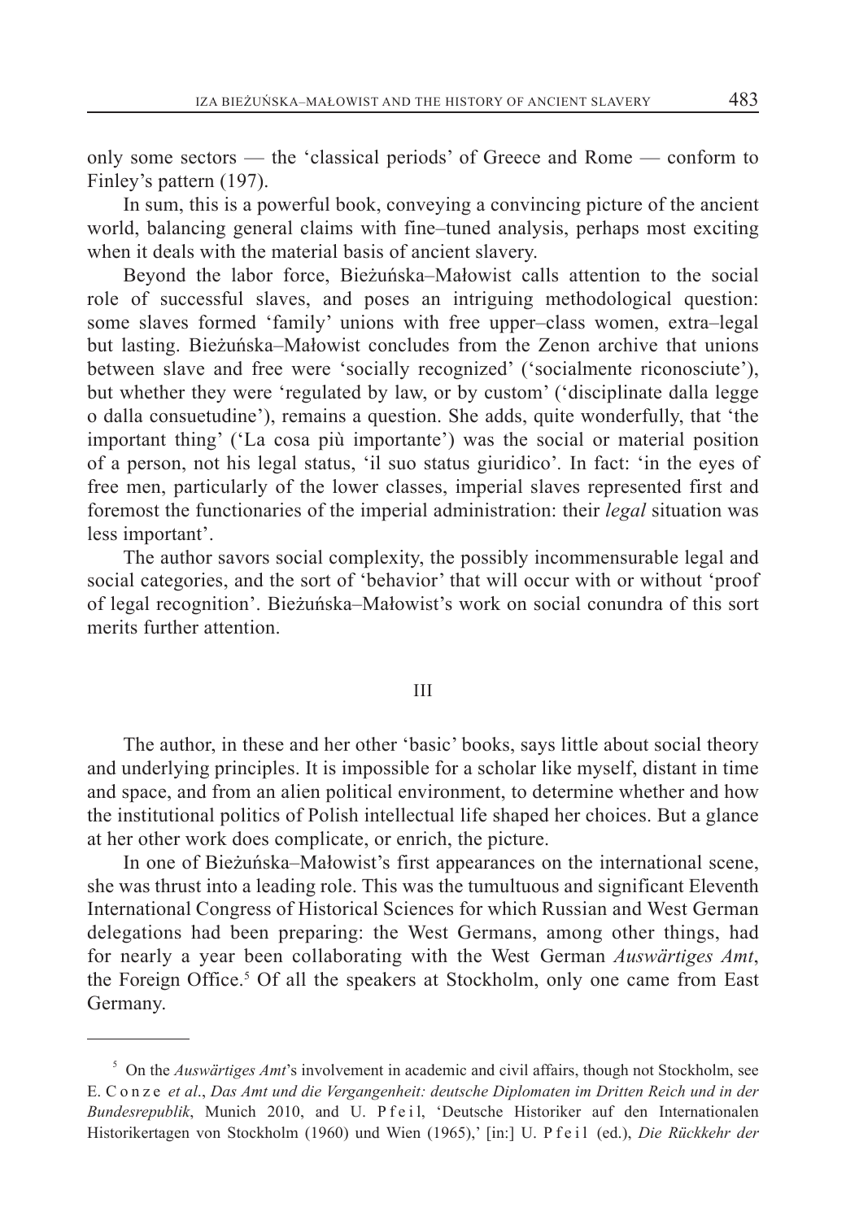only some sectors — the 'classical periods' of Greece and Rome — conform to Finley's pattern (197).

In sum, this is a powerful book, conveying a convincing picture of the ancient world, balancing general claims with fine–tuned analysis, perhaps most exciting when it deals with the material basis of ancient slavery.

Beyond the labor force, Bieżuńska–Małowist calls attention to the social role of successful slaves, and poses an intriguing methodological question: some slaves formed 'family' unions with free upper–class women, extra–legal but lasting. Bieżuńska–Małowist concludes from the Zenon archive that unions between slave and free were 'socially recognized' ('socialmente riconosciute'), but whether they were 'regulated by law, or by custom' ('disciplinate dalla legge o dalla consuetudine'), remains a question. She adds, quite wonderfully, that 'the important thing' ('La cosa più importante') was the social or material position of a person, not his legal status, 'il suo status giuridico'. In fact: 'in the eyes of free men, particularly of the lower classes, imperial slaves represented first and foremost the functionaries of the imperial administration: their *legal* situation was less important'.

The author savors social complexity, the possibly incommensurable legal and social categories, and the sort of 'behavior' that will occur with or without 'proof of legal recognition'. Bieżuńska–Małowist's work on social conundra of this sort merits further attention.

## III

The author, in these and her other 'basic' books, says little about social theory and underlying principles. It is impossible for a scholar like myself, distant in time and space, and from an alien political environment, to determine whether and how the institutional politics of Polish intellectual life shaped her choices. But a glance at her other work does complicate, or enrich, the picture.

In one of Bieżuńska–Małowist's first appearances on the international scene, she was thrust into a leading role. This was the tumultuous and significant Eleventh International Congress of Historical Sciences for which Russian and West German delegations had been preparing: the West Germans, among other things, had for nearly a year been collaborating with the West German *Auswärtiges Amt*, the Foreign Office.[5] Of all the speakers at Stockholm, only one came from East Germany.

---

[5] On the *Auswärtiges Amt*'s involvement in academic and civil affairs, though not Stockholm, see E. Conze *et al*., *Das Amt und die Vergangenheit: deutsche Diplomaten im Dritten Reich und in der Bundesrepublik*, Munich 2010, and U. Pfeil, 'Deutsche Historiker auf den Internationalen Historikertagen von Stockholm (1960) und Wien (1965),' [in:] U. Pfeil (ed.), *Die Rückkehr der*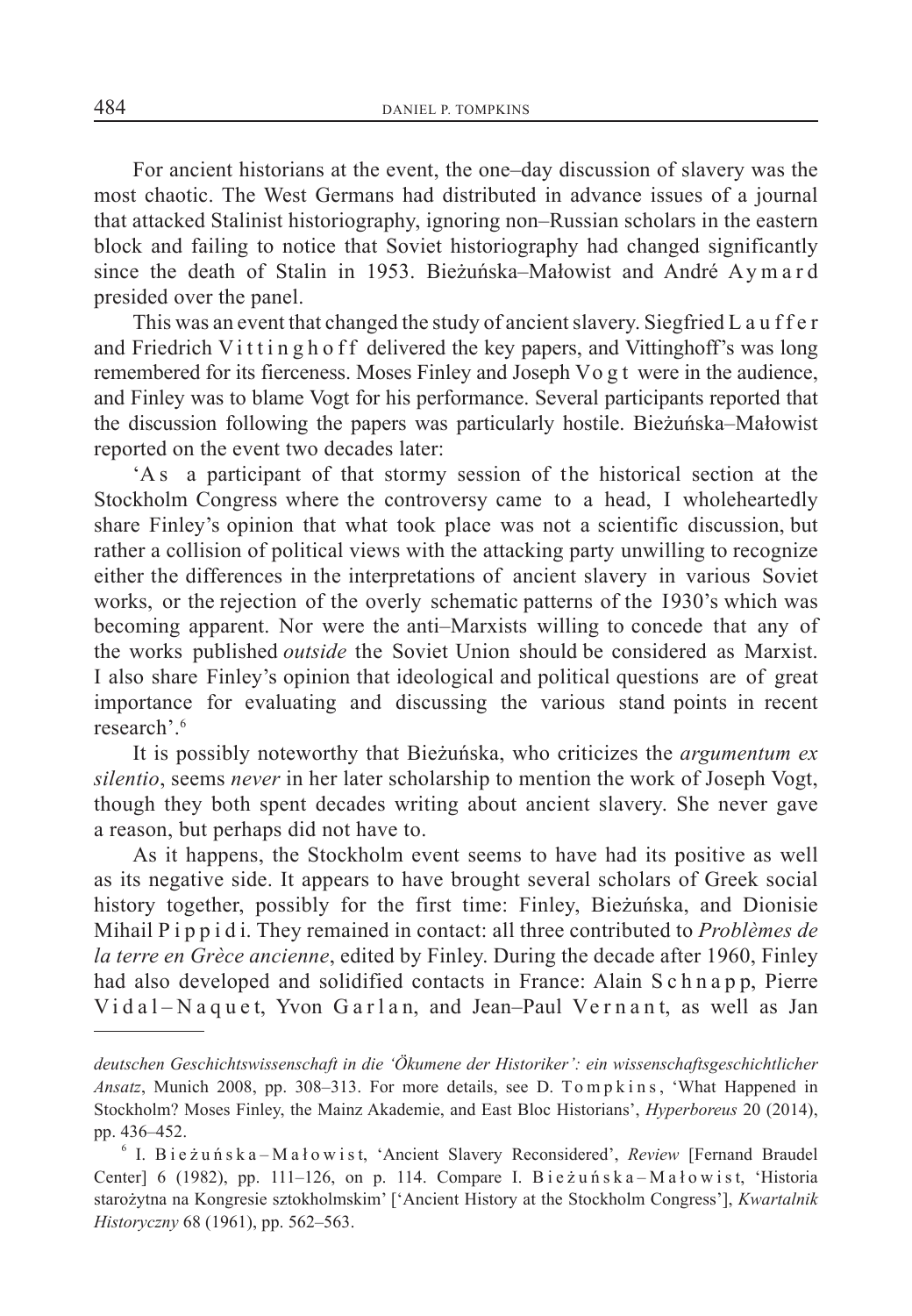For ancient historians at the event, the one–day discussion of slavery was the most chaotic. The West Germans had distributed in advance issues of a journal that attacked Stalinist historiography, ignoring non–Russian scholars in the eastern block and failing to notice that Soviet historiography had changed significantly since the death of Stalin in 1953. Bieżuńska–Małowist and André Aymard presided over the panel.

This was an event that changed the study of ancient slavery. Siegfried Lauffer and Friedrich Vittinghoff delivered the key papers, and Vittinghoff's was long remembered for its fierceness. Moses Finley and Joseph Vogt were in the audience, and Finley was to blame Vogt for his performance. Several participants reported that the discussion following the papers was particularly hostile. Bieżuńska–Małowist reported on the event two decades later:

'As a participant of that stormy session of the historical section at the Stockholm Congress where the controversy came to a head, I wholeheartedly share Finley's opinion that what took place was not a scientific discussion, but rather a collision of political views with the attacking party unwilling to recognize either the differences in the interpretations of ancient slavery in various Soviet works, or the rejection of the overly schematic patterns of the 1930's which was becoming apparent. Nor were the anti–Marxists willing to concede that any of the works published *outside* the Soviet Union should be considered as Marxist. I also share Finley's opinion that ideological and political questions are of great importance for evaluating and discussing the various stand points in recent research'.[6]

It is possibly noteworthy that Bieżuńska, who criticizes the *argumentum ex silentio*, seems *never* in her later scholarship to mention the work of Joseph Vogt, though they both spent decades writing about ancient slavery. She never gave a reason, but perhaps did not have to.

As it happens, the Stockholm event seems to have had its positive as well as its negative side. It appears to have brought several scholars of Greek social history together, possibly for the first time: Finley, Bieżuńska, and Dionisie Mihail Pippidi. They remained in contact: all three contributed to *Problèmes de la terre en Grèce ancienne*, edited by Finley. During the decade after 1960, Finley had also developed and solidified contacts in France: Alain Schnapp, Pierre Vidal–Naquet, Yvon Garlan, and Jean–Paul Vernant, as well as Jan

---

*deutschen Geschichtswissenschaft in die 'Ökumene der Historiker': ein wissenschaftsgeschichtlicher Ansatz*, Munich 2008, pp. 308–313. For more details, see D. Tompkins, 'What Happened in Stockholm? Moses Finley, the Mainz Akademie, and East Bloc Historians', *Hyperboreus* 20 (2014), pp. 436–452.

[6] I. Bieżuńska–Małowist, 'Ancient Slavery Reconsidered', *Review* [Fernand Braudel Center] 6 (1982), pp. 111–126, on p. 114. Compare I. Bieżuńska–Małowist, 'Historia starożytna na Kongresie sztokholmskim' ['Ancient History at the Stockholm Congress'], *Kwartalnik Historyczny* 68 (1961), pp. 562–563.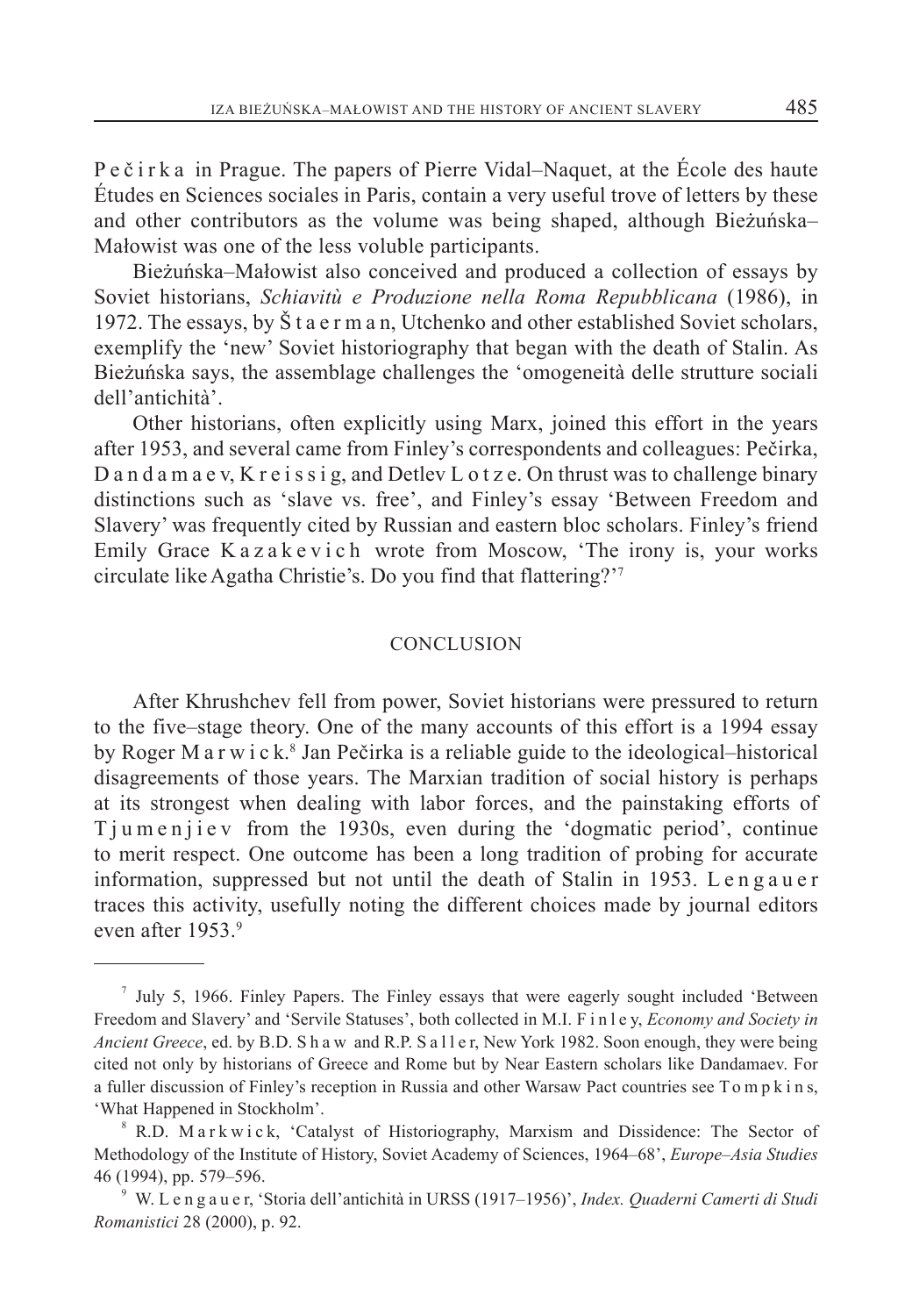Pečirka in Prague. The papers of Pierre Vidal–Naquet, at the École des haute Études en Sciences sociales in Paris, contain a very useful trove of letters by these and other contributors as the volume was being shaped, although Bieżuńska–Małowist was one of the less voluble participants.

Bieżuńska–Małowist also conceived and produced a collection of essays by Soviet historians, *Schiavitù e Produzione nella Roma Repubblicana* (1986), in 1972. The essays, by Štaerman, Utchenko and other established Soviet scholars, exemplify the 'new' Soviet historiography that began with the death of Stalin. As Bieżuńska says, the assemblage challenges the 'omogeneità delle strutture sociali dell'antichità'.

Other historians, often explicitly using Marx, joined this effort in the years after 1953, and several came from Finley's correspondents and colleagues: Pečirka, Dandamaev, Kreissig, and Detlev Lotze. On thrust was to challenge binary distinctions such as 'slave vs. free', and Finley's essay 'Between Freedom and Slavery' was frequently cited by Russian and eastern bloc scholars. Finley's friend Emily Grace Kazakevich wrote from Moscow, 'The irony is, your works circulate like Agatha Christie's. Do you find that flattering?'[7]

## CONCLUSION

After Khrushchev fell from power, Soviet historians were pressured to return to the five–stage theory. One of the many accounts of this effort is a 1994 essay by Roger Marwick.[8] Jan Pečirka is a reliable guide to the ideological–historical disagreements of those years. The Marxian tradition of social history is perhaps at its strongest when dealing with labor forces, and the painstaking efforts of Tjumenjiev from the 1930s, even during the 'dogmatic period', continue to merit respect. One outcome has been a long tradition of probing for accurate information, suppressed but not until the death of Stalin in 1953. Lengauer traces this activity, usefully noting the different choices made by journal editors even after 1953.[9]

---

[7] July 5, 1966. Finley Papers. The Finley essays that were eagerly sought included 'Between Freedom and Slavery' and 'Servile Statuses', both collected in M.I. Finley, *Economy and Society in Ancient Greece*, ed. by B.D. Shaw and R.P. Saller, New York 1982. Soon enough, they were being cited not only by historians of Greece and Rome but by Near Eastern scholars like Dandamaev. For a fuller discussion of Finley's reception in Russia and other Warsaw Pact countries see Tompkins, 'What Happened in Stockholm'.

[8] R.D. Markwick, 'Catalyst of Historiography, Marxism and Dissidence: The Sector of Methodology of the Institute of History, Soviet Academy of Sciences, 1964–68', *Europe–Asia Studies* 46 (1994), pp. 579–596.

[9] W. Lengauer, 'Storia dell'antichità in URSS (1917–1956)', *Index. Quaderni Camerti di Studi Romanistici* 28 (2000), p. 92.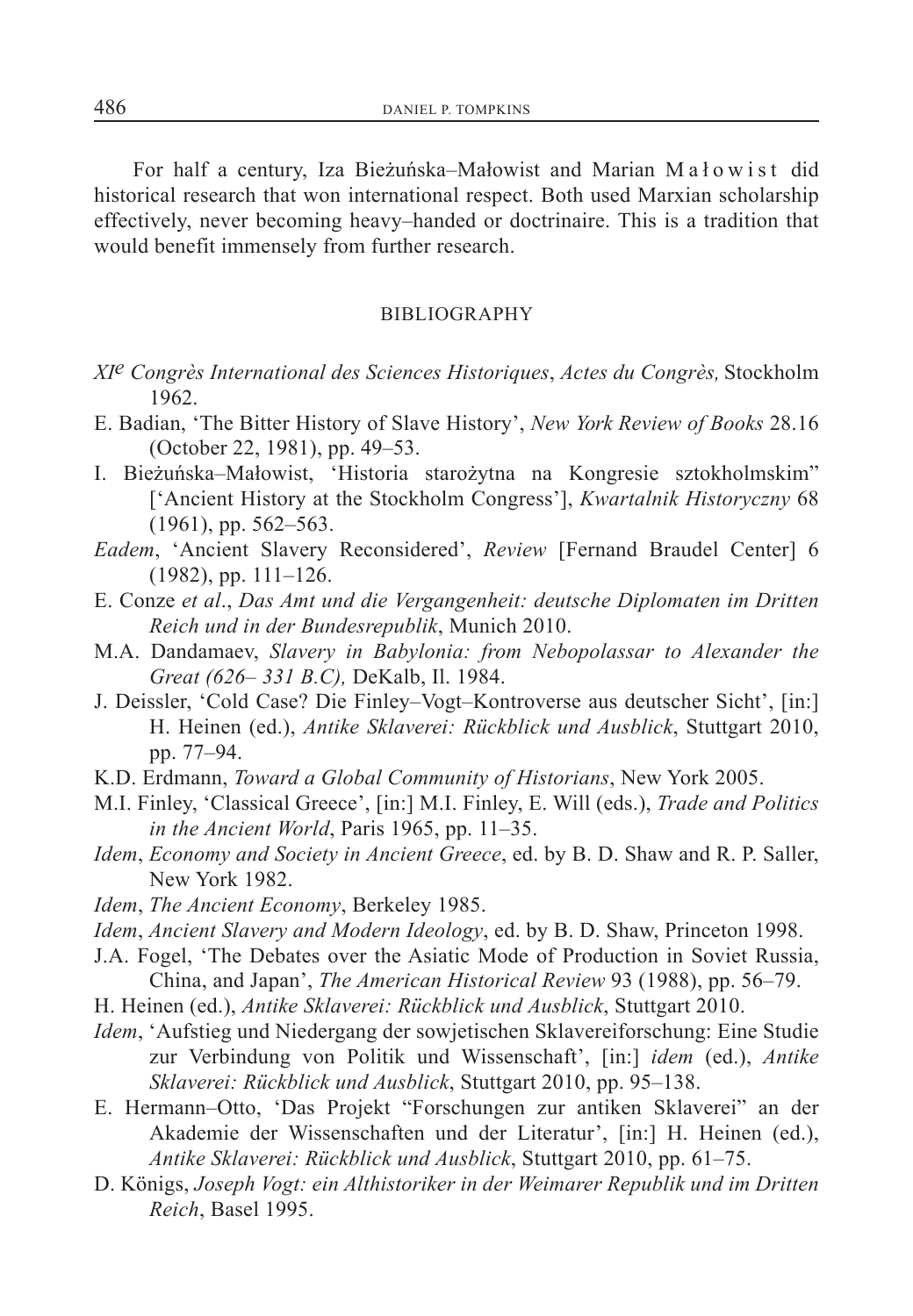For half a century, Iza Bieżuńska–Małowist and Marian M a ł o w i s t did historical research that won international respect. Both used Marxian scholarship effectively, never becoming heavy–handed or doctrinaire. This is a tradition that would benefit immensely from further research.

## BIBLIOGRAPHY

*XI^e Congrès International des Sciences Historiques*, *Actes du Congrès,* Stockholm 1962.

E. Badian, 'The Bitter History of Slave History', *New York Review of Books* 28.16 (October 22, 1981), pp. 49–53.

I. Bieżuńska–Małowist, 'Historia starożytna na Kongresie sztokholmskim" ['Ancient History at the Stockholm Congress'], *Kwartalnik Historyczny* 68 (1961), pp. 562–563.

*Eadem*, 'Ancient Slavery Reconsidered', *Review* [Fernand Braudel Center] 6 (1982), pp. 111–126.

E. Conze *et al*., *Das Amt und die Vergangenheit: deutsche Diplomaten im Dritten Reich und in der Bundesrepublik*, Munich 2010.

M.A. Dandamaev, *Slavery in Babylonia: from Nebopolassar to Alexander the Great (626– 331 B.C),* DeKalb, Il. 1984.

J. Deissler, 'Cold Case? Die Finley–Vogt–Kontroverse aus deutscher Sicht', [in:] H. Heinen (ed.), *Antike Sklaverei: Rückblick und Ausblick*, Stuttgart 2010, pp. 77–94.

K.D. Erdmann, *Toward a Global Community of Historians*, New York 2005.

M.I. Finley, 'Classical Greece', [in:] M.I. Finley, E. Will (eds.), *Trade and Politics in the Ancient World*, Paris 1965, pp. 11–35.

*Idem*, *Economy and Society in Ancient Greece*, ed. by B. D. Shaw and R. P. Saller, New York 1982.

*Idem*, *The Ancient Economy*, Berkeley 1985.

*Idem*, *Ancient Slavery and Modern Ideology*, ed. by B. D. Shaw, Princeton 1998.

J.A. Fogel, 'The Debates over the Asiatic Mode of Production in Soviet Russia, China, and Japan', *The American Historical Review* 93 (1988), pp. 56–79.

H. Heinen (ed.), *Antike Sklaverei: Rückblick und Ausblick*, Stuttgart 2010.

*Idem*, 'Aufstieg und Niedergang der sowjetischen Sklavereiforschung: Eine Studie zur Verbindung von Politik und Wissenschaft', [in:] *idem* (ed.), *Antike Sklaverei: Rückblick und Ausblick*, Stuttgart 2010, pp. 95–138.

E. Hermann–Otto, 'Das Projekt "Forschungen zur antiken Sklaverei" an der Akademie der Wissenschaften und der Literatur', [in:] H. Heinen (ed.), *Antike Sklaverei: Rückblick und Ausblick*, Stuttgart 2010, pp. 61–75.

D. Königs, *Joseph Vogt: ein Althistoriker in der Weimarer Republik und im Dritten Reich*, Basel 1995.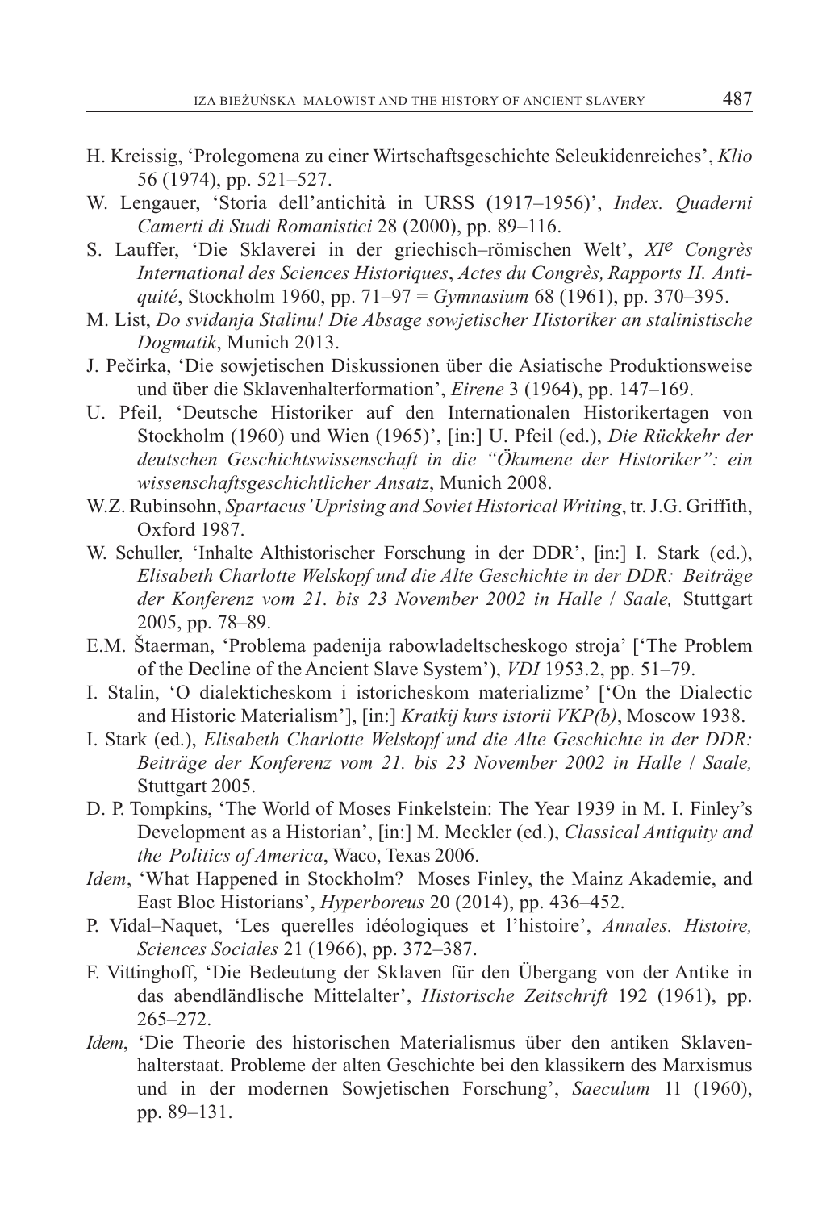H. Kreissig, 'Prolegomena zu einer Wirtschaftsgeschichte Seleukidenreiches', *Klio* 56 (1974), pp. 521–527.

W. Lengauer, 'Storia dell'antichità in URSS (1917–1956)', *Index. Quaderni Camerti di Studi Romanistici* 28 (2000), pp. 89–116.

S. Lauffer, 'Die Sklaverei in der griechisch–römischen Welt', *XI^e Congrès International des Sciences Historiques*, *Actes du Congrès, Rapports II. Antiquité*, Stockholm 1960, pp. 71–97 = *Gymnasium* 68 (1961), pp. 370–395.

M. List, *Do svidanja Stalinu! Die Absage sowjetischer Historiker an stalinistische Dogmatik*, Munich 2013.

J. Pečirka, 'Die sowjetischen Diskussionen über die Asiatische Produktionsweise und über die Sklavenhalterformation', *Eirene* 3 (1964), pp. 147–169.

U. Pfeil, 'Deutsche Historiker auf den Internationalen Historikertagen von Stockholm (1960) und Wien (1965)', [in:] U. Pfeil (ed.), *Die Rückkehr der deutschen Geschichtswissenschaft in die "Ökumene der Historiker": ein wissenschaftsgeschichtlicher Ansatz*, Munich 2008.

W.Z. Rubinsohn, *Spartacus' Uprising and Soviet Historical Writing*, tr. J.G. Griffith, Oxford 1987.

W. Schuller, 'Inhalte Althistorischer Forschung in der DDR', [in:] I. Stark (ed.), *Elisabeth Charlotte Welskopf und die Alte Geschichte in der DDR: Beiträge der Konferenz vom 21. bis 23 November 2002 in Halle / Saale,* Stuttgart 2005, pp. 78–89.

E.M. Štaerman, 'Problema padenija rabowladeltscheskogo stroja' ['The Problem of the Decline of the Ancient Slave System'), *VDI* 1953.2, pp. 51–79.

I. Stalin, 'O dialekticheskom i istoricheskom materializme' ['On the Dialectic and Historic Materialism'], [in:] *Kratkij kurs istorii VKP(b)*, Moscow 1938.

I. Stark (ed.), *Elisabeth Charlotte Welskopf und die Alte Geschichte in der DDR: Beiträge der Konferenz vom 21. bis 23 November 2002 in Halle / Saale,* Stuttgart 2005.

D. P. Tompkins, 'The World of Moses Finkelstein: The Year 1939 in M. I. Finley's Development as a Historian', [in:] M. Meckler (ed.), *Classical Antiquity and the Politics of America*, Waco, Texas 2006.

*Idem*, 'What Happened in Stockholm? Moses Finley, the Mainz Akademie, and East Bloc Historians', *Hyperboreus* 20 (2014), pp. 436–452.

P. Vidal–Naquet, 'Les querelles idéologiques et l'histoire', *Annales. Histoire, Sciences Sociales* 21 (1966), pp. 372–387.

F. Vittinghoff, 'Die Bedeutung der Sklaven für den Übergang von der Antike in das abendländlische Mittelalter', *Historische Zeitschrift* 192 (1961), pp. 265–272.

*Idem*, 'Die Theorie des historischen Materialismus über den antiken Sklavenhalterstaat. Probleme der alten Geschichte bei den klassikern des Marxismus und in der modernen Sowjetischen Forschung', *Saeculum* 11 (1960), pp. 89–131.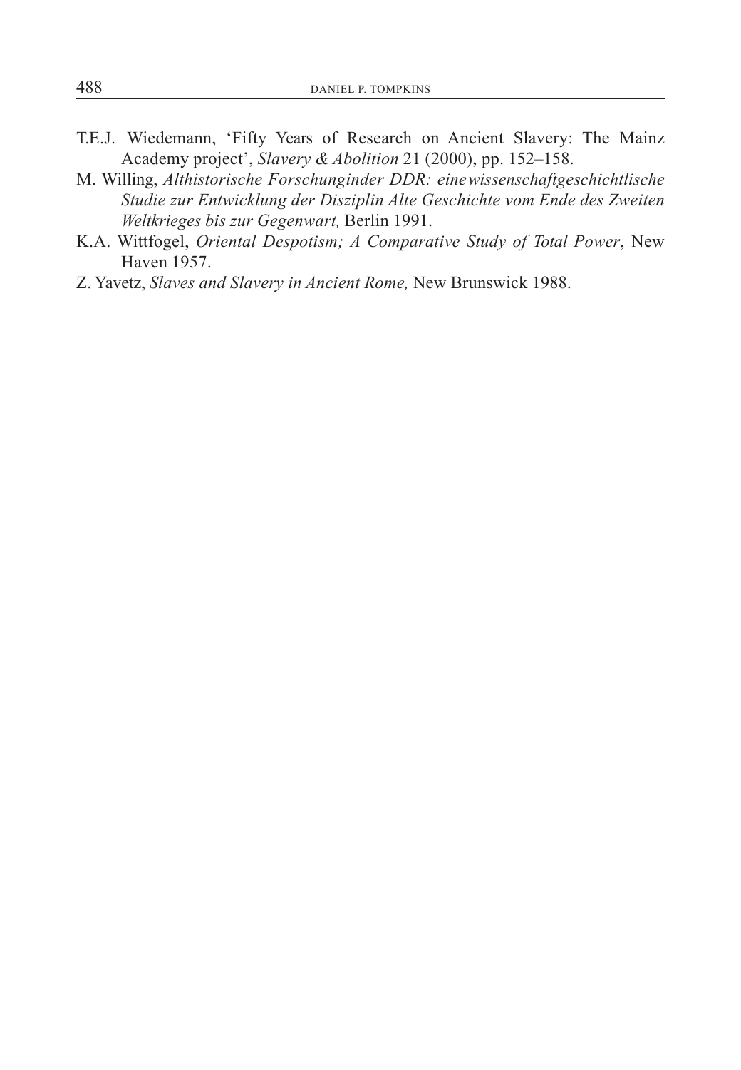T.E.J. Wiedemann, 'Fifty Years of Research on Ancient Slavery: The Mainz Academy project', *Slavery & Abolition* 21 (2000), pp. 152–158.

M. Willing, *Althistorische Forschunginder DDR: einewissenschaftgeschichtlische Studie zur Entwicklung der Disziplin Alte Geschichte vom Ende des Zweiten Weltkrieges bis zur Gegenwart,* Berlin 1991.

K.A. Wittfogel, *Oriental Despotism; A Comparative Study of Total Power*, New Haven 1957.

Z. Yavetz, *Slaves and Slavery in Ancient Rome,* New Brunswick 1988.